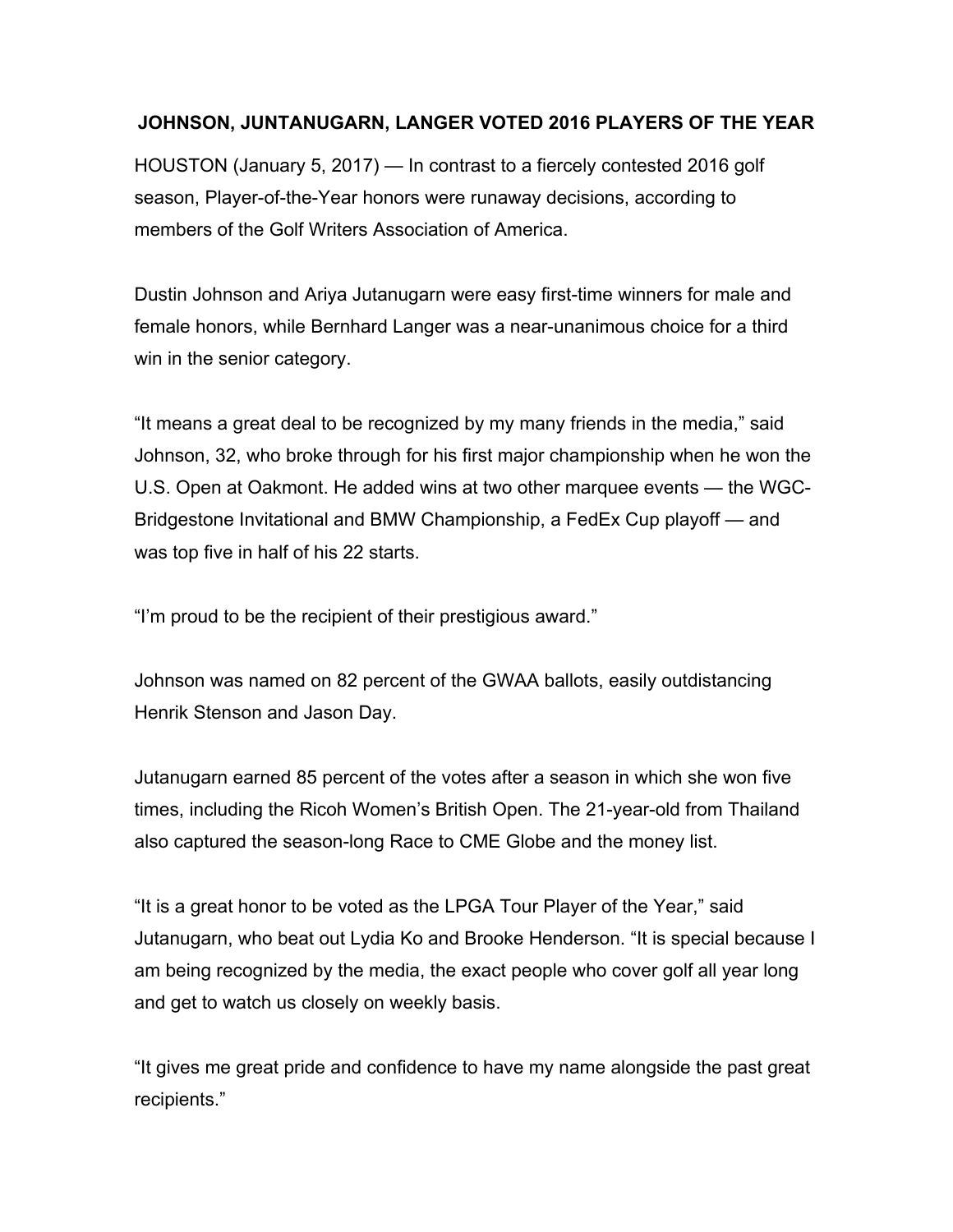**JOHNSON, JUNTANUGARN, LANGER VOTED 2016 PLAYERS OF THE YEAR**

HOUSTON (January 5, 2017) — In contrast to a fiercely contested 2016 golf season, Player-of-the-Year honors were runaway decisions, according to members of the Golf Writers Association of America.

Dustin Johnson and Ariya Jutanugarn were easy first-time winners for male and female honors, while Bernhard Langer was a near-unanimous choice for a third win in the senior category.

"It means a great deal to be recognized by my many friends in the media," said Johnson, 32, who broke through for his first major championship when he won the U.S. Open at Oakmont. He added wins at two other marquee events — the WGC-Bridgestone Invitational and BMW Championship, a FedEx Cup playoff — and was top five in half of his 22 starts.

"I'm proud to be the recipient of their prestigious award."

Johnson was named on 82 percent of the GWAA ballots, easily outdistancing Henrik Stenson and Jason Day.

Jutanugarn earned 85 percent of the votes after a season in which she won five times, including the Ricoh Women's British Open. The 21-year-old from Thailand also captured the season-long Race to CME Globe and the money list.

"It is a great honor to be voted as the LPGA Tour Player of the Year," said Jutanugarn, who beat out Lydia Ko and Brooke Henderson. "It is special because I am being recognized by the media, the exact people who cover golf all year long and get to watch us closely on weekly basis.

"It gives me great pride and confidence to have my name alongside the past great recipients."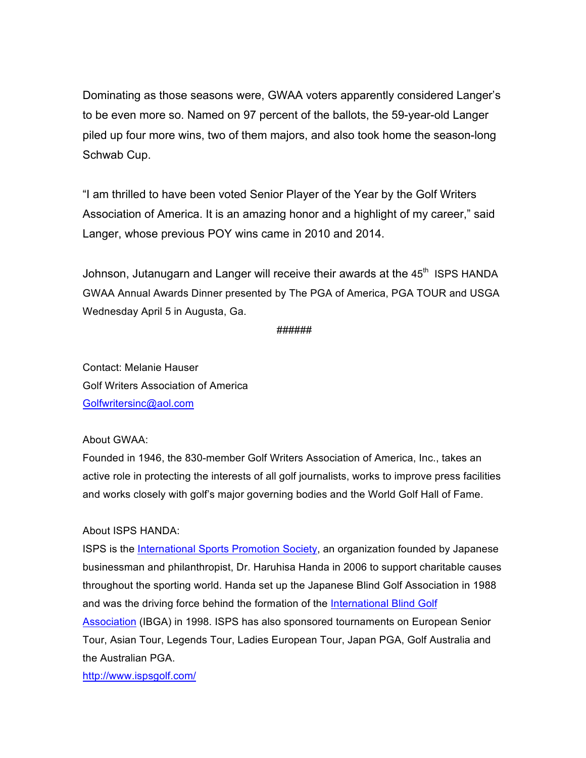Dominating as those seasons were, GWAA voters apparently considered Langer's to be even more so. Named on 97 percent of the ballots, the 59-year-old Langer piled up four more wins, two of them majors, and also took home the season-long Schwab Cup.

"I am thrilled to have been voted Senior Player of the Year by the Golf Writers Association of America. It is an amazing honor and a highlight of my career," said Langer, whose previous POY wins came in 2010 and 2014.

Johnson, Jutanugarn and Langer will receive their awards at the 45th ISPS HANDA GWAA Annual Awards Dinner presented by The PGA of America, PGA TOUR and USGA Wednesday April 5 in Augusta, Ga.

######

Contact: Melanie Hauser
Golf Writers Association of America
Golfwritersinc@aol.com

About GWAA:
Founded in 1946, the 830-member Golf Writers Association of America, Inc., takes an active role in protecting the interests of all golf journalists, works to improve press facilities and works closely with golf's major governing bodies and the World Golf Hall of Fame.

About ISPS HANDA:
ISPS is the International Sports Promotion Society, an organization founded by Japanese businessman and philanthropist, Dr. Haruhisa Handa in 2006 to support charitable causes throughout the sporting world. Handa set up the Japanese Blind Golf Association in 1988 and was the driving force behind the formation of the International Blind Golf Association (IBGA) in 1998. ISPS has also sponsored tournaments on European Senior Tour, Asian Tour, Legends Tour, Ladies European Tour, Japan PGA, Golf Australia and the Australian PGA.
http://www.ispsgolf.com/